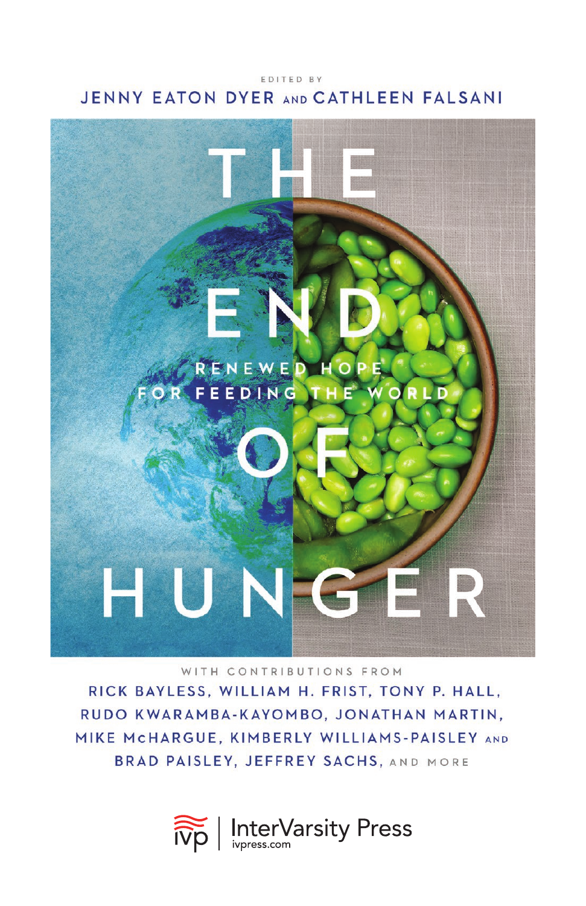EDITED BY

JENNY EATON DYER AND CATHLEEN FALSANI

# THE END OF HUNGER

## RENEWED HOPE FOR FEEDING THE WORLD

WITH CONTRIBUTIONS FROM

RICK BAYLESS, WILLIAM H. FRIST, TONY P. HALL, RUDO KWARAMBA-KAYOMBO, JONATHAN MARTIN, MIKE McHARGUE, KIMBERLY WILLIAMS-PAISLEY AND BRAD PAISLEY, JEFFREY SACHS, AND MORE

ivp | InterVarsity Press
ivpress.com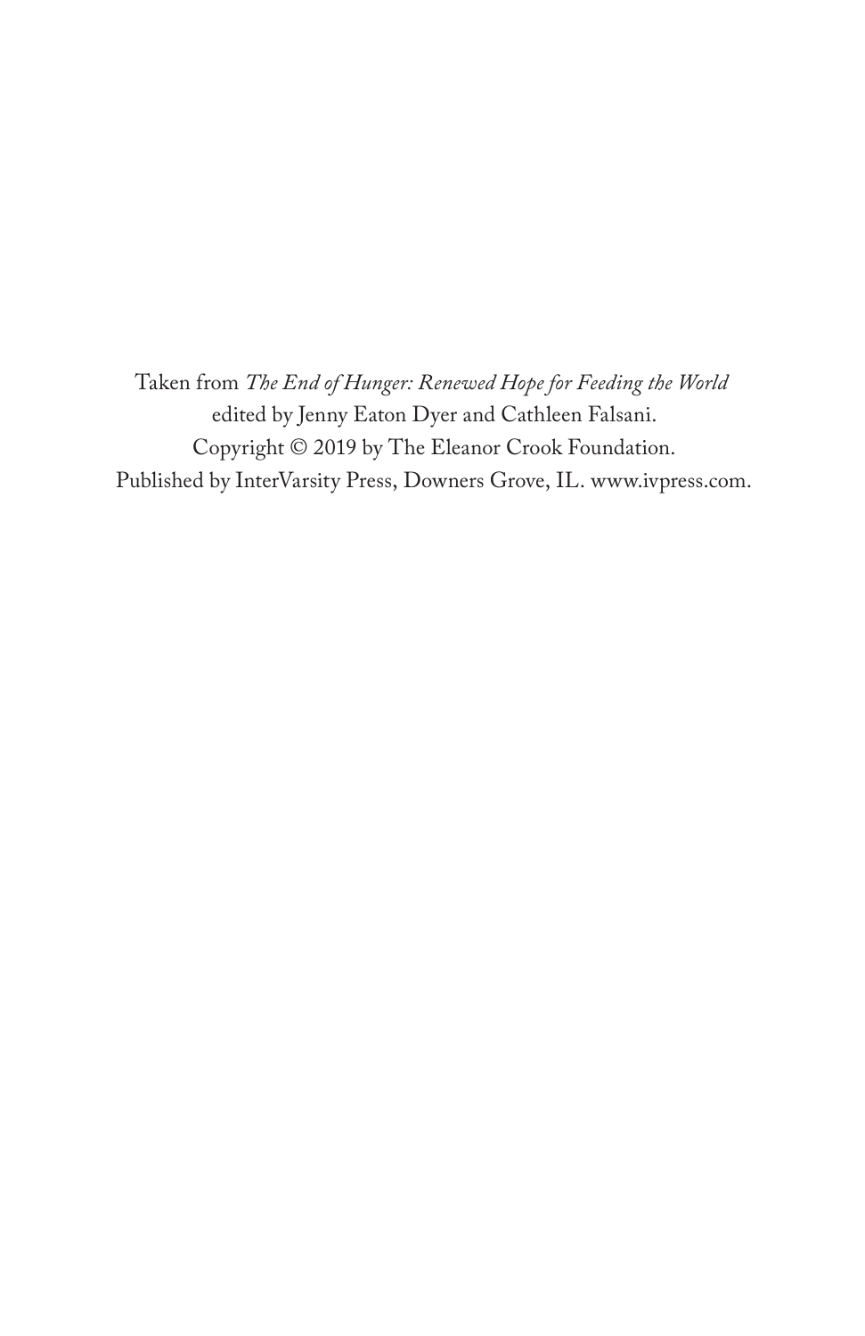Taken from *The End of Hunger: Renewed Hope for Feeding the World*
edited by Jenny Eaton Dyer and Cathleen Falsani.
Copyright © 2019 by The Eleanor Crook Foundation.
Published by InterVarsity Press, Downers Grove, IL. www.ivpress.com.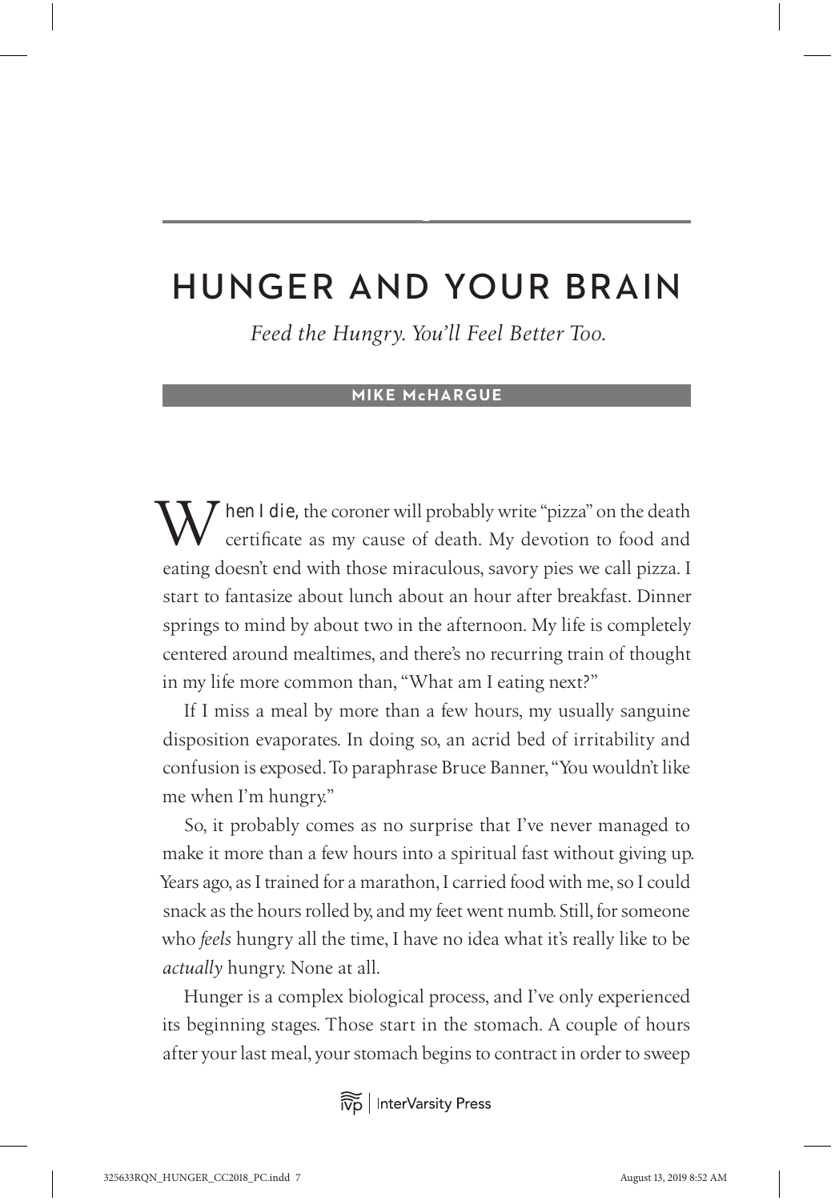# HUNGER AND YOUR BRAIN

*Feed the Hungry. You'll Feel Better Too.*

**MIKE McHARGUE**

When I die, the coroner will probably write "pizza" on the death certificate as my cause of death. My devotion to food and eating doesn't end with those miraculous, savory pies we call pizza. I start to fantasize about lunch about an hour after breakfast. Dinner springs to mind by about two in the afternoon. My life is completely centered around mealtimes, and there's no recurring train of thought in my life more common than, "What am I eating next?"

If I miss a meal by more than a few hours, my usually sanguine disposition evaporates. In doing so, an acrid bed of irritability and confusion is exposed. To paraphrase Bruce Banner, "You wouldn't like me when I'm hungry."

So, it probably comes as no surprise that I've never managed to make it more than a few hours into a spiritual fast without giving up. Years ago, as I trained for a marathon, I carried food with me, so I could snack as the hours rolled by, and my feet went numb. Still, for someone who *feels* hungry all the time, I have no idea what it's really like to be *actually* hungry. None at all.

Hunger is a complex biological process, and I've only experienced its beginning stages. Those start in the stomach. A couple of hours after your last meal, your stomach begins to contract in order to sweep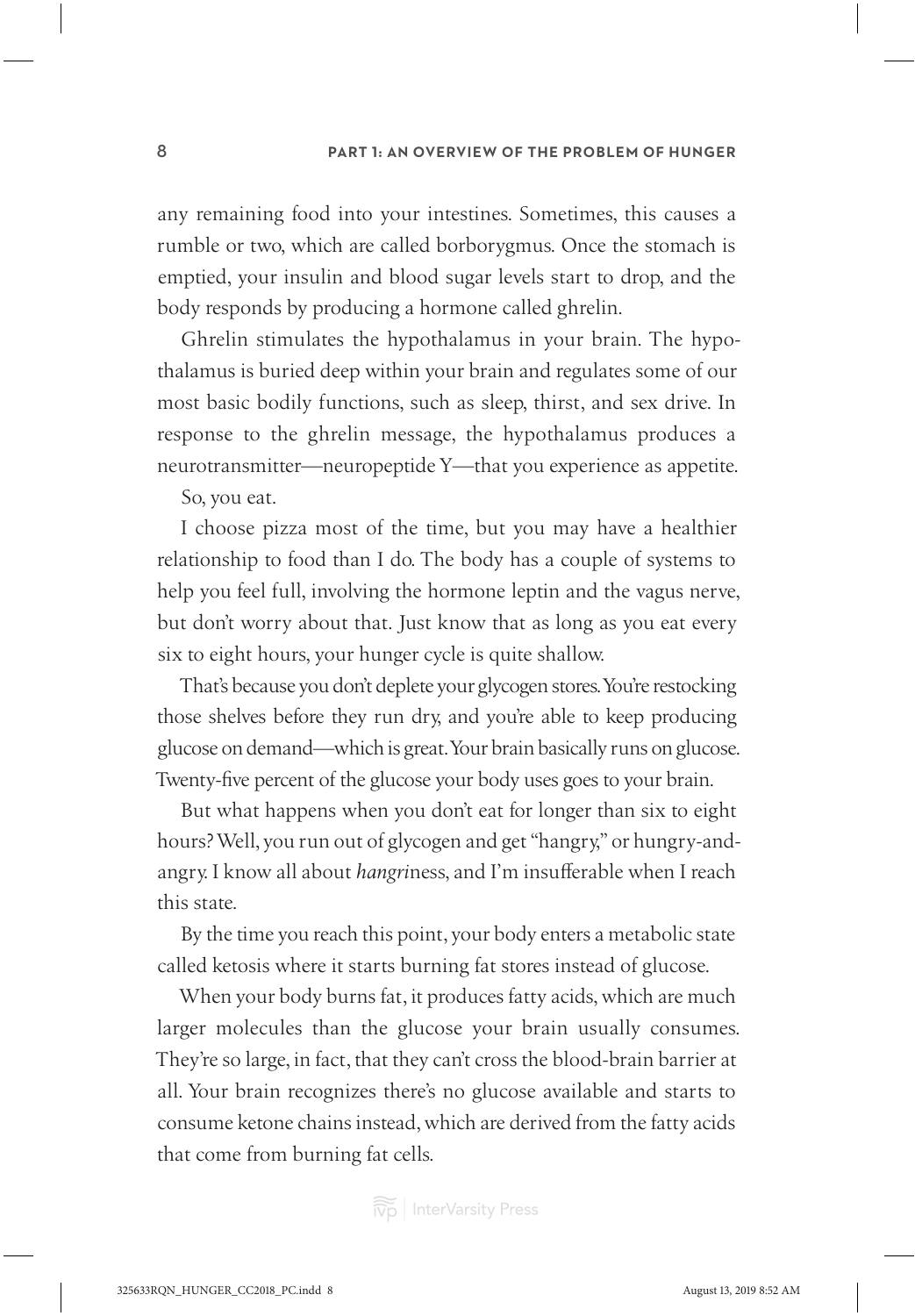any remaining food into your intestines. Sometimes, this causes a rumble or two, which are called borborygmus. Once the stomach is emptied, your insulin and blood sugar levels start to drop, and the body responds by producing a hormone called ghrelin.

Ghrelin stimulates the hypothalamus in your brain. The hypothalamus is buried deep within your brain and regulates some of our most basic bodily functions, such as sleep, thirst, and sex drive. In response to the ghrelin message, the hypothalamus produces a neurotransmitter—neuropeptide Y—that you experience as appetite.

So, you eat.

I choose pizza most of the time, but you may have a healthier relationship to food than I do. The body has a couple of systems to help you feel full, involving the hormone leptin and the vagus nerve, but don't worry about that. Just know that as long as you eat every six to eight hours, your hunger cycle is quite shallow.

That's because you don't deplete your glycogen stores. You're restocking those shelves before they run dry, and you're able to keep producing glucose on demand—which is great. Your brain basically runs on glucose. Twenty-five percent of the glucose your body uses goes to your brain.

But what happens when you don't eat for longer than six to eight hours? Well, you run out of glycogen and get "hangry," or hungry-and-angry. I know all about *hangri*ness, and I'm insufferable when I reach this state.

By the time you reach this point, your body enters a metabolic state called ketosis where it starts burning fat stores instead of glucose.

When your body burns fat, it produces fatty acids, which are much larger molecules than the glucose your brain usually consumes. They're so large, in fact, that they can't cross the blood-brain barrier at all. Your brain recognizes there's no glucose available and starts to consume ketone chains instead, which are derived from the fatty acids that come from burning fat cells.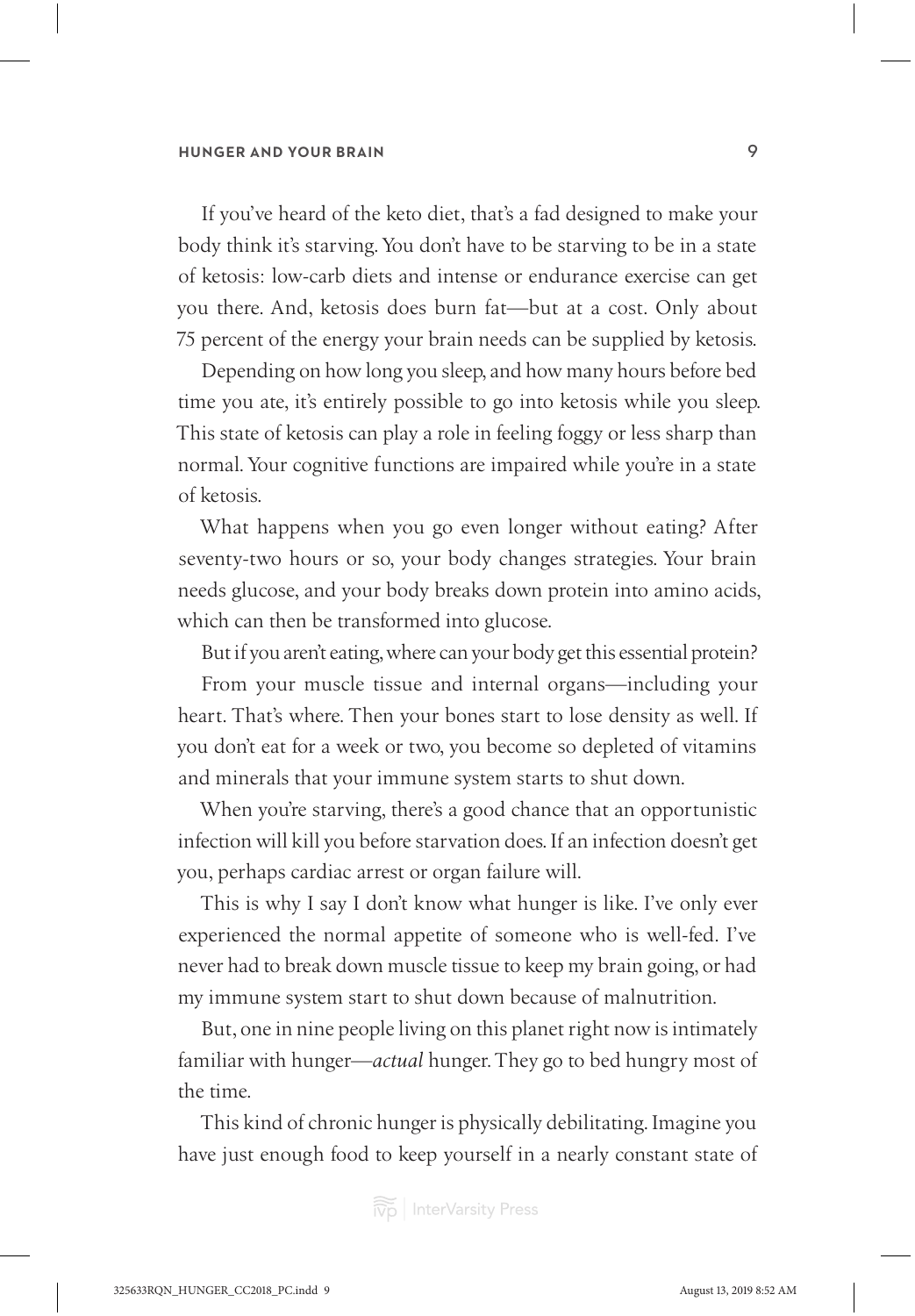If you've heard of the keto diet, that's a fad designed to make your body think it's starving. You don't have to be starving to be in a state of ketosis: low-carb diets and intense or endurance exercise can get you there. And, ketosis does burn fat—but at a cost. Only about 75 percent of the energy your brain needs can be supplied by ketosis.

Depending on how long you sleep, and how many hours before bed time you ate, it's entirely possible to go into ketosis while you sleep. This state of ketosis can play a role in feeling foggy or less sharp than normal. Your cognitive functions are impaired while you're in a state of ketosis.

What happens when you go even longer without eating? After seventy-two hours or so, your body changes strategies. Your brain needs glucose, and your body breaks down protein into amino acids, which can then be transformed into glucose.

But if you aren't eating, where can your body get this essential protein?

From your muscle tissue and internal organs—including your heart. That's where. Then your bones start to lose density as well. If you don't eat for a week or two, you become so depleted of vitamins and minerals that your immune system starts to shut down.

When you're starving, there's a good chance that an opportunistic infection will kill you before starvation does. If an infection doesn't get you, perhaps cardiac arrest or organ failure will.

This is why I say I don't know what hunger is like. I've only ever experienced the normal appetite of someone who is well-fed. I've never had to break down muscle tissue to keep my brain going, or had my immune system start to shut down because of malnutrition.

But, one in nine people living on this planet right now is intimately familiar with hunger—*actual* hunger. They go to bed hungry most of the time.

This kind of chronic hunger is physically debilitating. Imagine you have just enough food to keep yourself in a nearly constant state of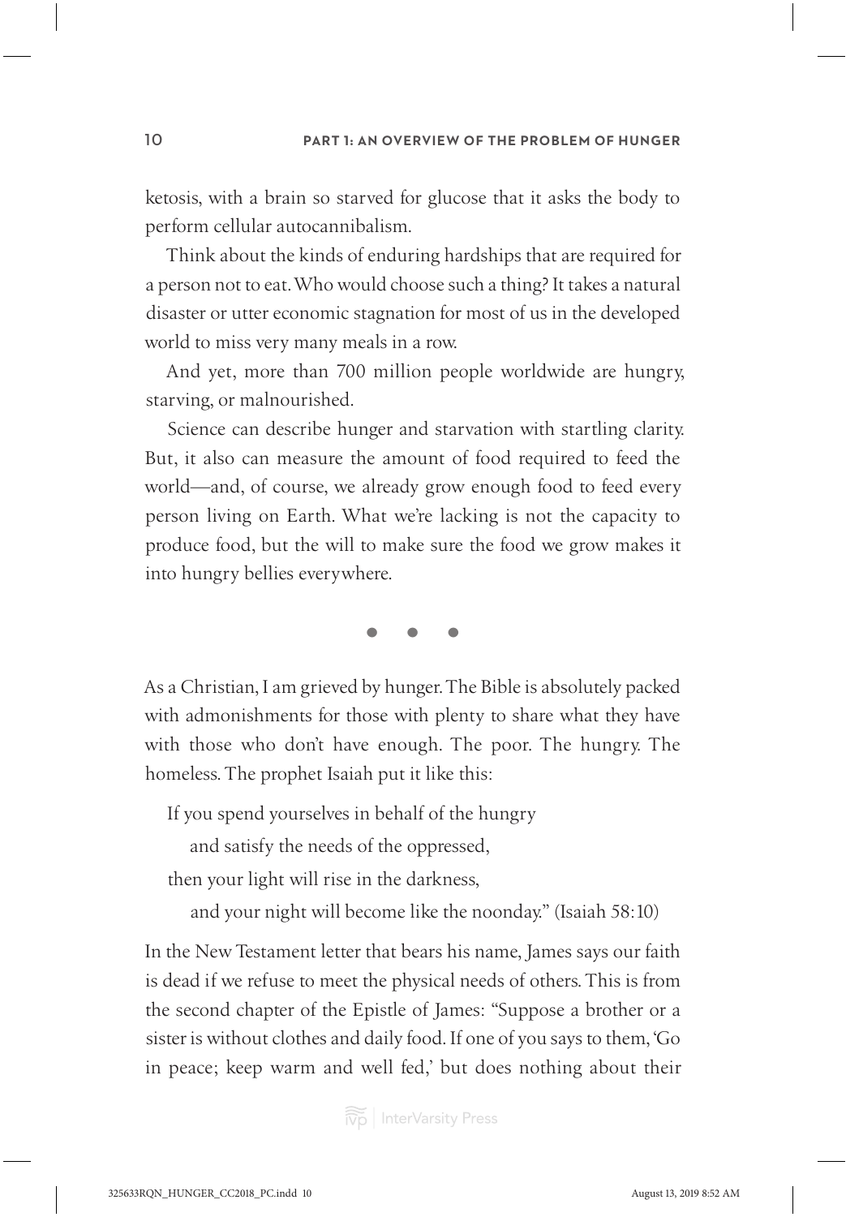ketosis, with a brain so starved for glucose that it asks the body to perform cellular autocannibalism.

Think about the kinds of enduring hardships that are required for a person not to eat. Who would choose such a thing? It takes a natural disaster or utter economic stagnation for most of us in the developed world to miss very many meals in a row.

And yet, more than 700 million people worldwide are hungry, starving, or malnourished.

Science can describe hunger and starvation with startling clarity. But, it also can measure the amount of food required to feed the world—and, of course, we already grow enough food to feed every person living on Earth. What we're lacking is not the capacity to produce food, but the will to make sure the food we grow makes it into hungry bellies everywhere.

• • •

As a Christian, I am grieved by hunger. The Bible is absolutely packed with admonishments for those with plenty to share what they have with those who don't have enough. The poor. The hungry. The homeless. The prophet Isaiah put it like this:

> If you spend yourselves in behalf of the hungry
> and satisfy the needs of the oppressed,
> then your light will rise in the darkness,
> and your night will become like the noonday." (Isaiah 58:10)

In the New Testament letter that bears his name, James says our faith is dead if we refuse to meet the physical needs of others. This is from the second chapter of the Epistle of James: "Suppose a brother or a sister is without clothes and daily food. If one of you says to them, 'Go in peace; keep warm and well fed,' but does nothing about their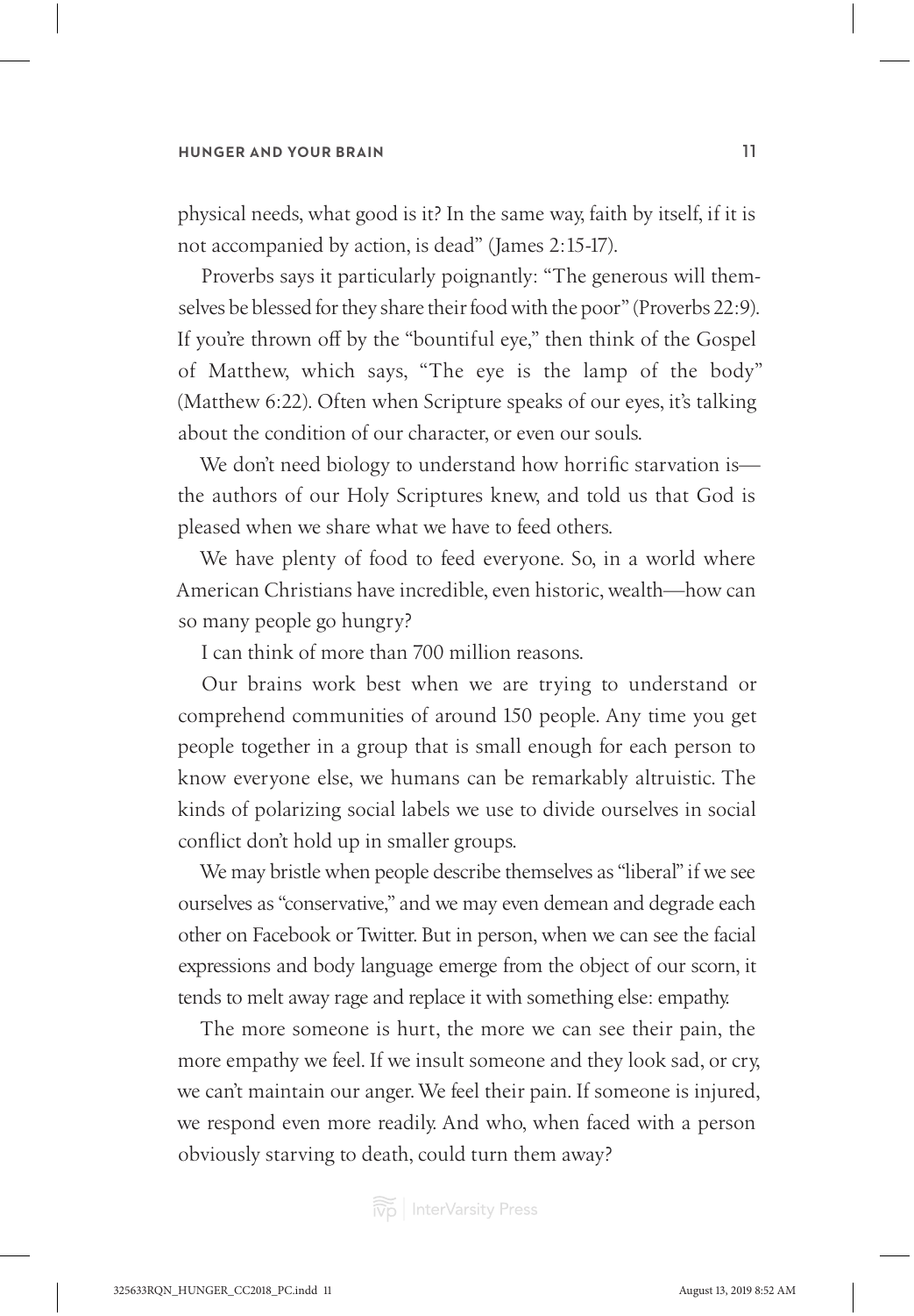physical needs, what good is it? In the same way, faith by itself, if it is not accompanied by action, is dead" (James 2:15-17).

Proverbs says it particularly poignantly: "The generous will themselves be blessed for they share their food with the poor" (Proverbs 22:9). If you're thrown off by the "bountiful eye," then think of the Gospel of Matthew, which says, "The eye is the lamp of the body" (Matthew 6:22). Often when Scripture speaks of our eyes, it's talking about the condition of our character, or even our souls.

We don't need biology to understand how horrific starvation is—the authors of our Holy Scriptures knew, and told us that God is pleased when we share what we have to feed others.

We have plenty of food to feed everyone. So, in a world where American Christians have incredible, even historic, wealth—how can so many people go hungry?

I can think of more than 700 million reasons.

Our brains work best when we are trying to understand or comprehend communities of around 150 people. Any time you get people together in a group that is small enough for each person to know everyone else, we humans can be remarkably altruistic. The kinds of polarizing social labels we use to divide ourselves in social conflict don't hold up in smaller groups.

We may bristle when people describe themselves as "liberal" if we see ourselves as "conservative," and we may even demean and degrade each other on Facebook or Twitter. But in person, when we can see the facial expressions and body language emerge from the object of our scorn, it tends to melt away rage and replace it with something else: empathy.

The more someone is hurt, the more we can see their pain, the more empathy we feel. If we insult someone and they look sad, or cry, we can't maintain our anger. We feel their pain. If someone is injured, we respond even more readily. And who, when faced with a person obviously starving to death, could turn them away?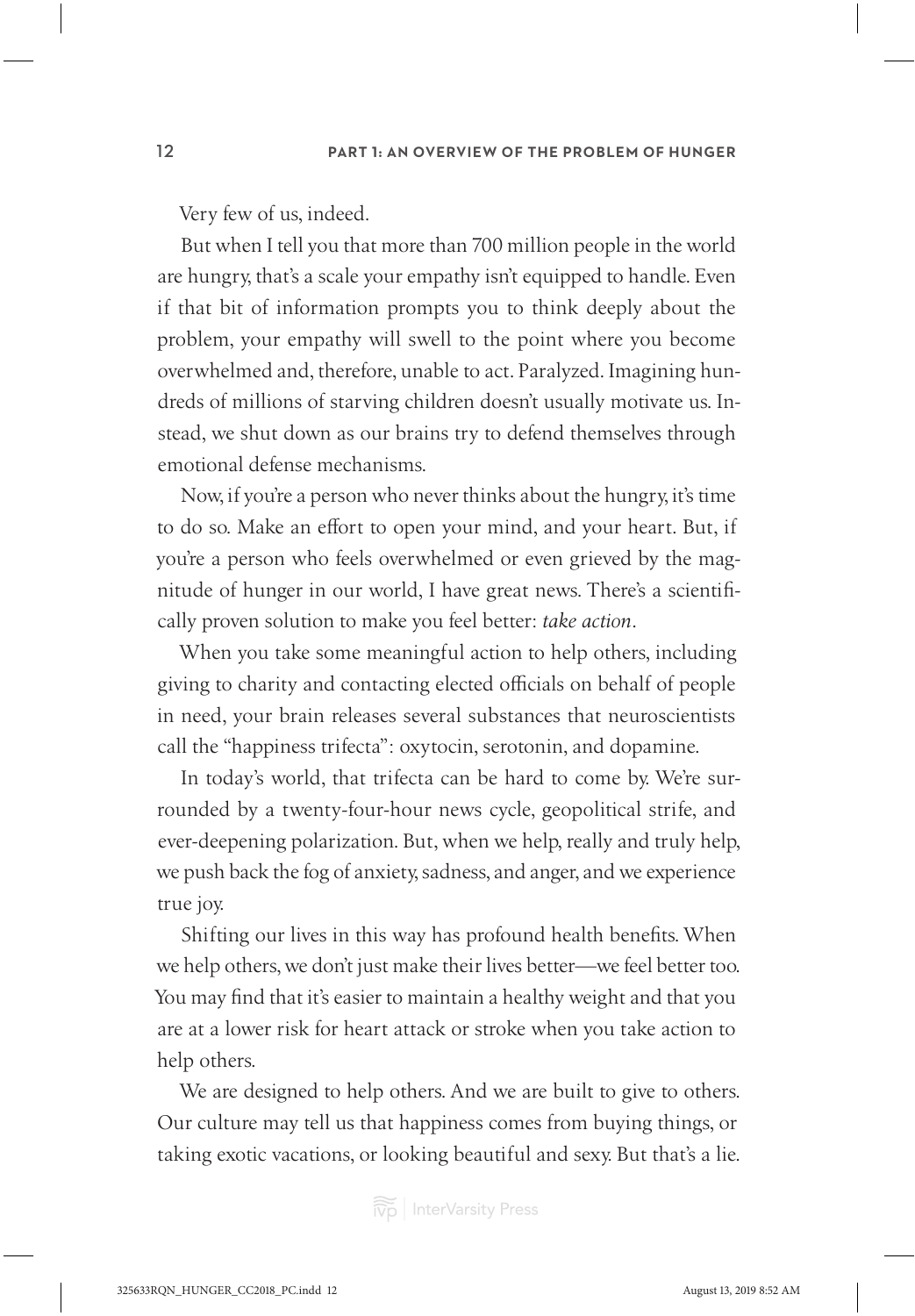Very few of us, indeed.

But when I tell you that more than 700 million people in the world are hungry, that's a scale your empathy isn't equipped to handle. Even if that bit of information prompts you to think deeply about the problem, your empathy will swell to the point where you become overwhelmed and, therefore, unable to act. Paralyzed. Imagining hundreds of millions of starving children doesn't usually motivate us. Instead, we shut down as our brains try to defend themselves through emotional defense mechanisms.

Now, if you're a person who never thinks about the hungry, it's time to do so. Make an effort to open your mind, and your heart. But, if you're a person who feels overwhelmed or even grieved by the magnitude of hunger in our world, I have great news. There's a scientifically proven solution to make you feel better: *take action*.

When you take some meaningful action to help others, including giving to charity and contacting elected officials on behalf of people in need, your brain releases several substances that neuroscientists call the "happiness trifecta": oxytocin, serotonin, and dopamine.

In today's world, that trifecta can be hard to come by. We're surrounded by a twenty-four-hour news cycle, geopolitical strife, and ever-deepening polarization. But, when we help, really and truly help, we push back the fog of anxiety, sadness, and anger, and we experience true joy.

Shifting our lives in this way has profound health benefits. When we help others, we don't just make their lives better—we feel better too. You may find that it's easier to maintain a healthy weight and that you are at a lower risk for heart attack or stroke when you take action to help others.

We are designed to help others. And we are built to give to others. Our culture may tell us that happiness comes from buying things, or taking exotic vacations, or looking beautiful and sexy. But that's a lie.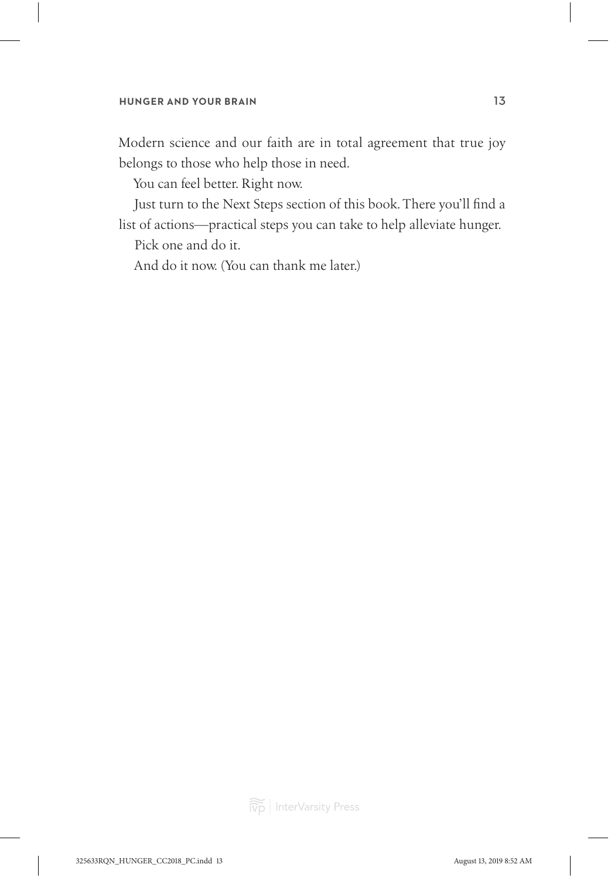Modern science and our faith are in total agreement that true joy belongs to those who help those in need.

You can feel better. Right now.

Just turn to the Next Steps section of this book. There you'll find a list of actions—practical steps you can take to help alleviate hunger.

Pick one and do it.

And do it now. (You can thank me later.)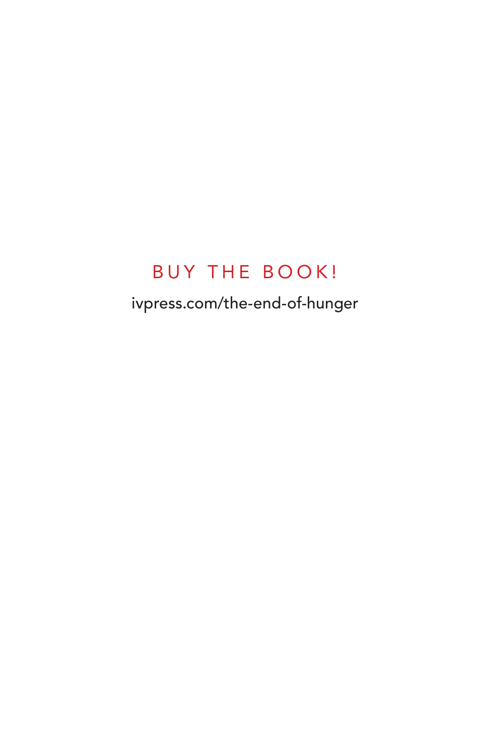## BUY THE BOOK!

ivpress.com/the-end-of-hunger